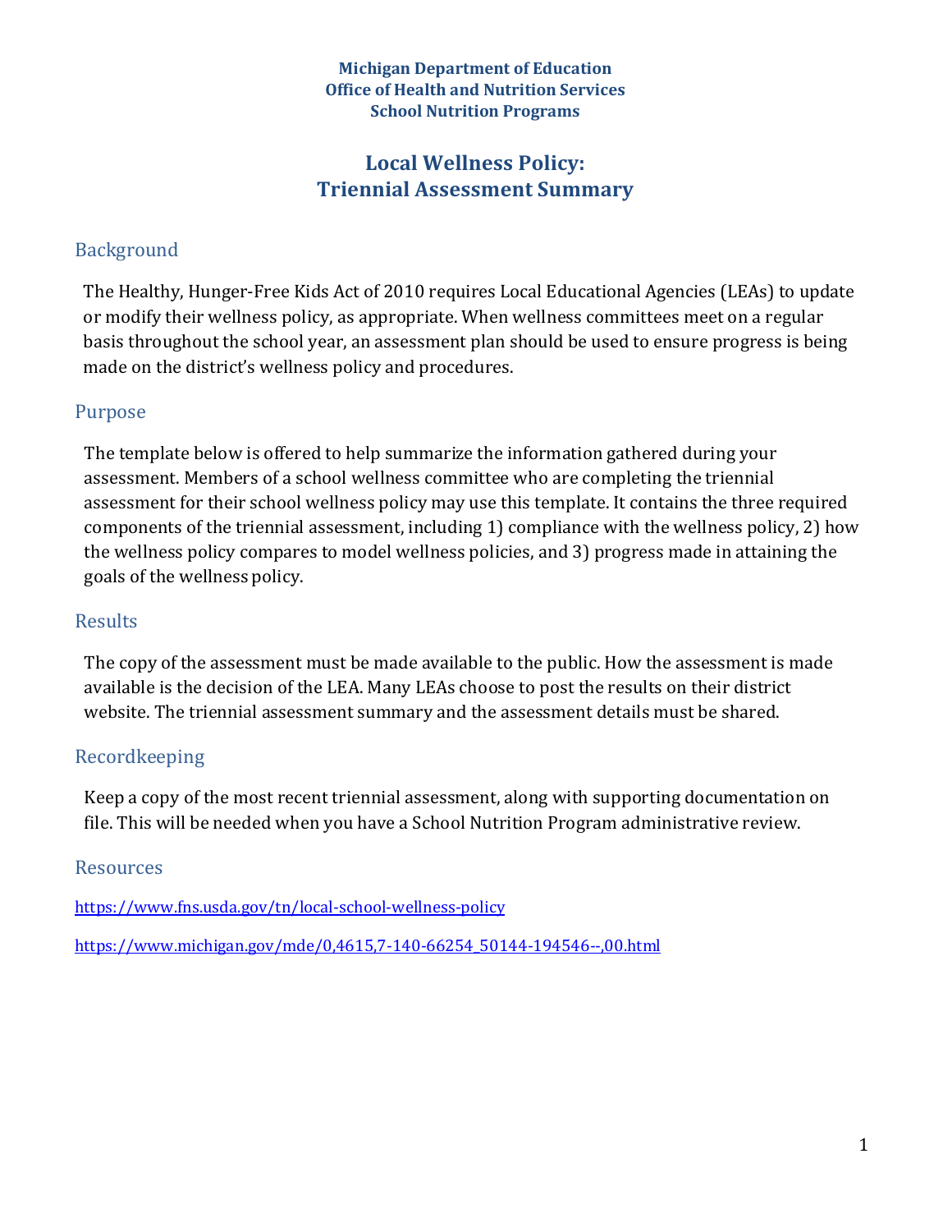**Michigan Department of Education**
**Office of Health and Nutrition Services**
**School Nutrition Programs**

# Local Wellness Policy: Triennial Assessment Summary

## Background

The Healthy, Hunger-Free Kids Act of 2010 requires Local Educational Agencies (LEAs) to update or modify their wellness policy, as appropriate. When wellness committees meet on a regular basis throughout the school year, an assessment plan should be used to ensure progress is being made on the district's wellness policy and procedures.

## Purpose

The template below is offered to help summarize the information gathered during your assessment. Members of a school wellness committee who are completing the triennial assessment for their school wellness policy may use this template. It contains the three required components of the triennial assessment, including 1) compliance with the wellness policy, 2) how the wellness policy compares to model wellness policies, and 3) progress made in attaining the goals of the wellness policy.

## Results

The copy of the assessment must be made available to the public. How the assessment is made available is the decision of the LEA. Many LEAs choose to post the results on their district website. The triennial assessment summary and the assessment details must be shared.

## Recordkeeping

Keep a copy of the most recent triennial assessment, along with supporting documentation on file. This will be needed when you have a School Nutrition Program administrative review.

## Resources

https://www.fns.usda.gov/tn/local-school-wellness-policy

https://www.michigan.gov/mde/0,4615,7-140-66254_50144-194546--,00.html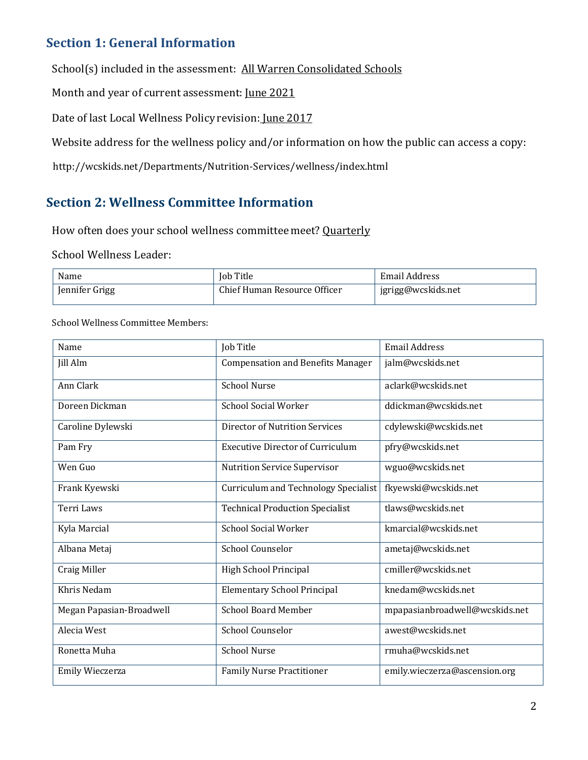## Section 1: General Information

School(s) included in the assessment: All Warren Consolidated Schools

Month and year of current assessment: June 2021

Date of last Local Wellness Policy revision: June 2017

Website address for the wellness policy and/or information on how the public can access a copy:

http://wcskids.net/Departments/Nutrition-Services/wellness/index.html

## Section 2: Wellness Committee Information

How often does your school wellness committee meet? Quarterly

School Wellness Leader:

| Name | Job Title | Email Address |
|---|---|---|
| Jennifer Grigg | Chief Human Resource Officer | jgrigg@wcskids.net |

School Wellness Committee Members:

| Name | Job Title | Email Address |
|---|---|---|
| Jill Alm | Compensation and Benefits Manager | jalm@wcskids.net |
| Ann Clark | School Nurse | aclark@wcskids.net |
| Doreen Dickman | School Social Worker | ddickman@wcskids.net |
| Caroline Dylewski | Director of Nutrition Services | cdylewski@wcskids.net |
| Pam Fry | Executive Director of Curriculum | pfry@wcskids.net |
| Wen Guo | Nutrition Service Supervisor | wguo@wcskids.net |
| Frank Kyewski | Curriculum and Technology Specialist | fkyewski@wcskids.net |
| Terri Laws | Technical Production Specialist | tlaws@wcskids.net |
| Kyla Marcial | School Social Worker | kmarcial@wcskids.net |
| Albana Metaj | School Counselor | ametaj@wcskids.net |
| Craig Miller | High School Principal | cmiller@wcskids.net |
| Khris Nedam | Elementary School Principal | knedam@wcskids.net |
| Megan Papasian-Broadwell | School Board Member | mpapasianbroadwell@wcskids.net |
| Alecia West | School Counselor | awest@wcskids.net |
| Ronetta Muha | School Nurse | rmuha@wcskids.net |
| Emily Wieczerza | Family Nurse Practitioner | emily.wieczerza@ascension.org |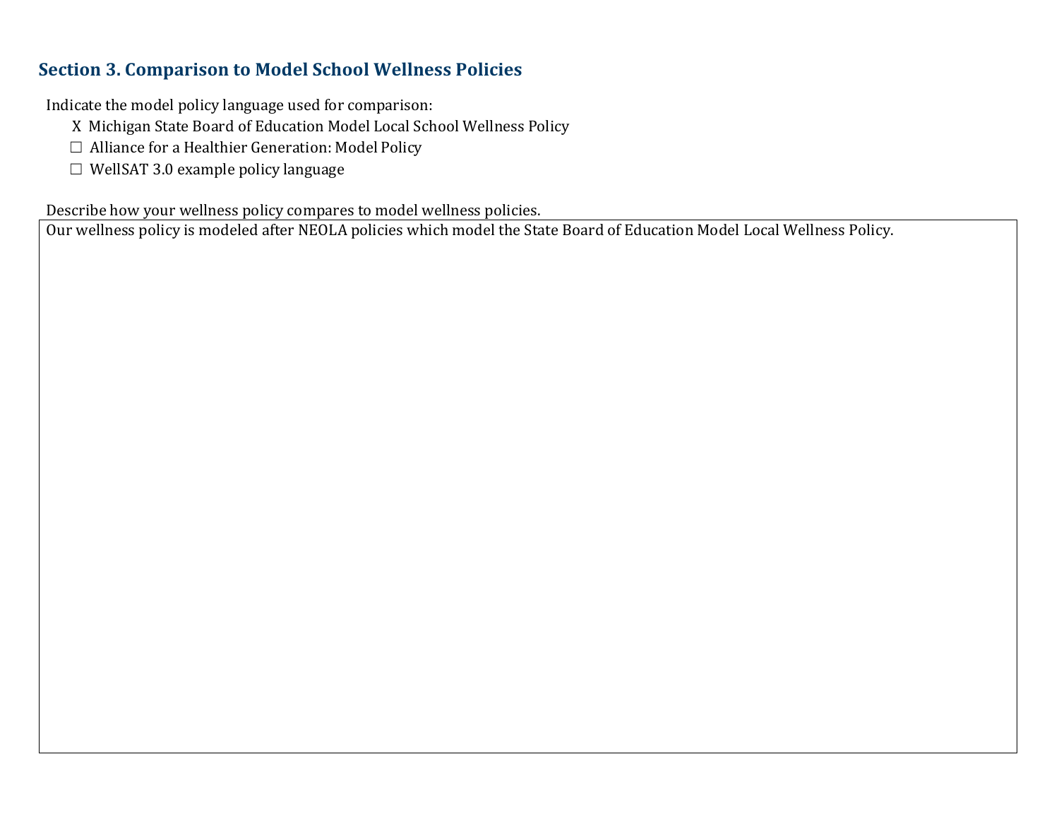## Section 3. Comparison to Model School Wellness Policies

Indicate the model policy language used for comparison:

- X Michigan State Board of Education Model Local School Wellness Policy
- ☐ Alliance for a Healthier Generation: Model Policy
- ☐ WellSAT 3.0 example policy language

Describe how your wellness policy compares to model wellness policies.

Our wellness policy is modeled after NEOLA policies which model the State Board of Education Model Local Wellness Policy.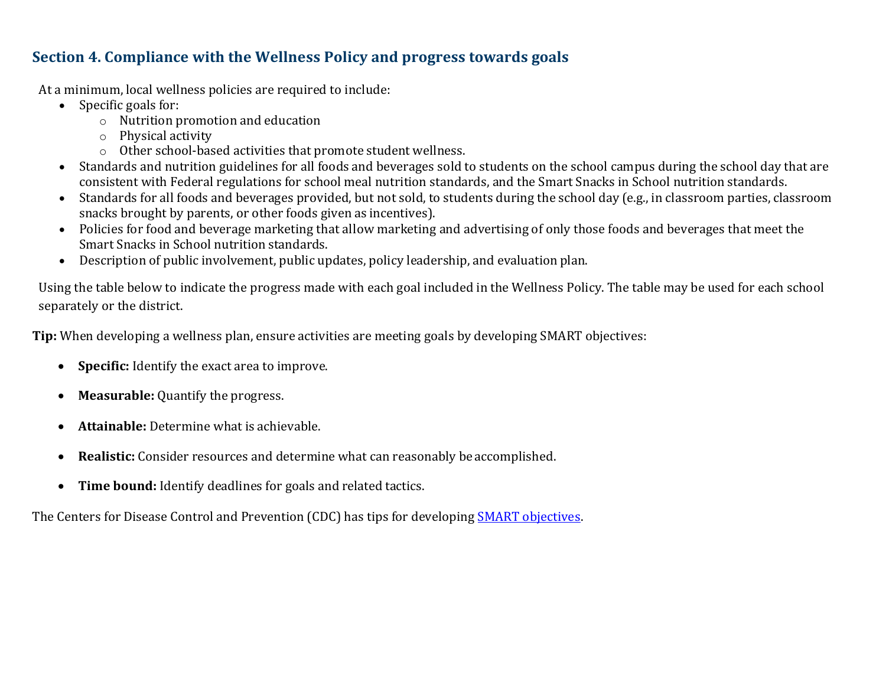## Section 4. Compliance with the Wellness Policy and progress towards goals

At a minimum, local wellness policies are required to include:

- Specific goals for:
  - Nutrition promotion and education
  - Physical activity
  - Other school-based activities that promote student wellness.
- Standards and nutrition guidelines for all foods and beverages sold to students on the school campus during the school day that are consistent with Federal regulations for school meal nutrition standards, and the Smart Snacks in School nutrition standards.
- Standards for all foods and beverages provided, but not sold, to students during the school day (e.g., in classroom parties, classroom snacks brought by parents, or other foods given as incentives).
- Policies for food and beverage marketing that allow marketing and advertising of only those foods and beverages that meet the Smart Snacks in School nutrition standards.
- Description of public involvement, public updates, policy leadership, and evaluation plan.

Using the table below to indicate the progress made with each goal included in the Wellness Policy. The table may be used for each school separately or the district.

**Tip:** When developing a wellness plan, ensure activities are meeting goals by developing SMART objectives:

- **Specific:** Identify the exact area to improve.
- **Measurable:** Quantify the progress.
- **Attainable:** Determine what is achievable.
- **Realistic:** Consider resources and determine what can reasonably be accomplished.
- **Time bound:** Identify deadlines for goals and related tactics.

The Centers for Disease Control and Prevention (CDC) has tips for developing SMART objectives.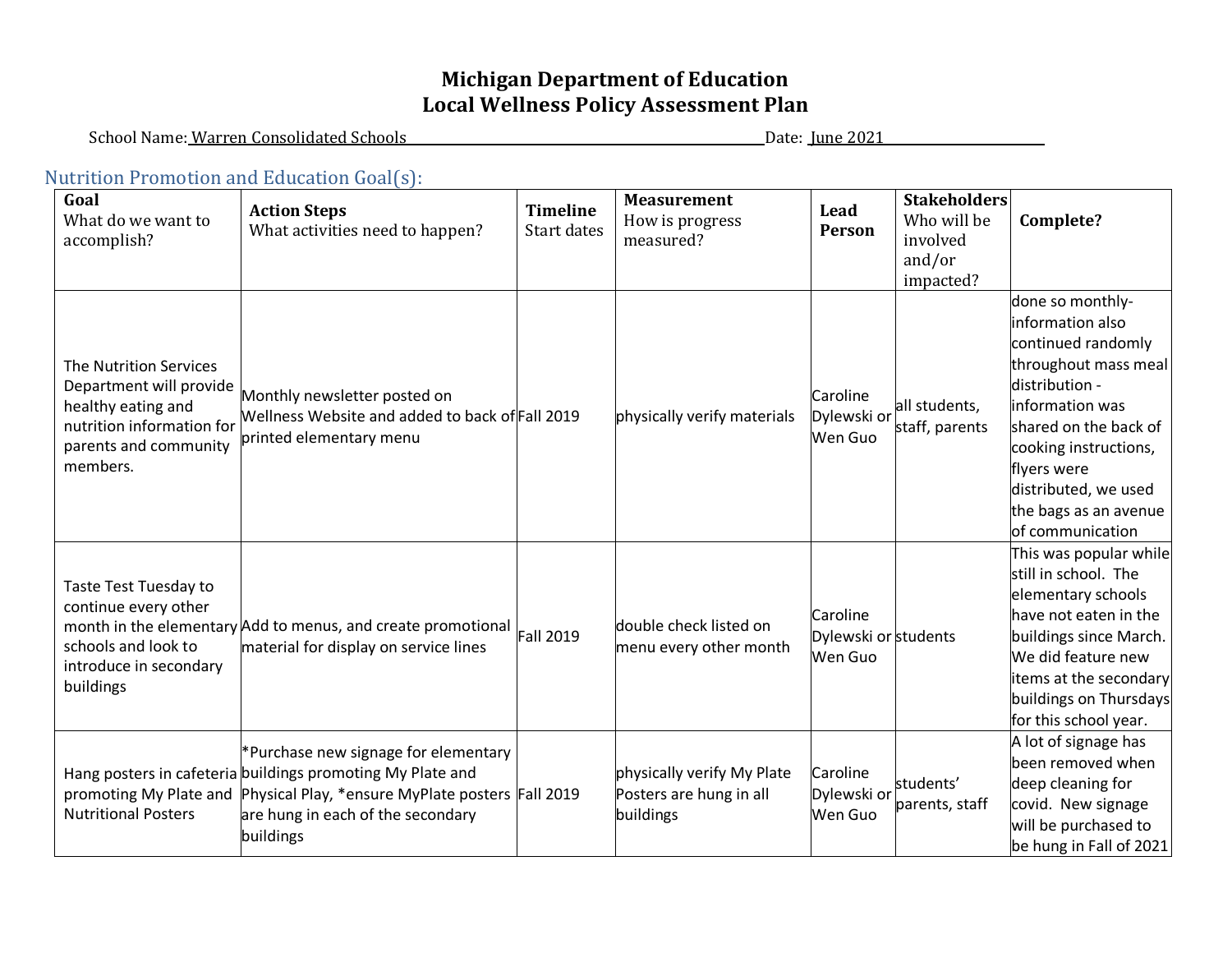# Michigan Department of Education
# Local Wellness Policy Assessment Plan

School Name: Warren Consolidated Schools Date: June 2021

## Nutrition Promotion and Education Goal(s):

| **Goal** What do we want to accomplish? | **Action Steps** What activities need to happen? | **Timeline** Start dates | **Measurement** How is progress measured? | **Lead Person** | **Stakeholders** Who will be involved and/or impacted? | **Complete?** |
|---|---|---|---|---|---|---|
| The Nutrition Services Department will provide healthy eating and nutrition information for parents and community members. | Monthly newsletter posted on Wellness Website and added to back of printed elementary menu | Fall 2019 | physically verify materials | Caroline Dylewski or Wen Guo | all students, staff, parents | done so monthly- information also continued randomly throughout mass meal distribution - information was shared on the back of cooking instructions, flyers were distributed, we used the bags as an avenue of communication |
| Taste Test Tuesday to continue every other month in the elementary schools and look to introduce in secondary buildings | Add to menus, and create promotional material for display on service lines | Fall 2019 | double check listed on menu every other month | Caroline Dylewski or Wen Guo | students | This was popular while still in school. The elementary schools have not eaten in the buildings since March. We did feature new items at the secondary buildings on Thursdays for this school year. |
| Hang posters in cafeteria promoting My Plate and Nutritional Posters | *Purchase new signage for elementary buildings promoting My Plate and Physical Play, *ensure MyPlate posters are hung in each of the secondary buildings | Fall 2019 | physically verify My Plate Posters are hung in all buildings | Caroline Dylewski or Wen Guo | students' parents, staff | A lot of signage has been removed when deep cleaning for covid. New signage will be purchased to be hung in Fall of 2021 |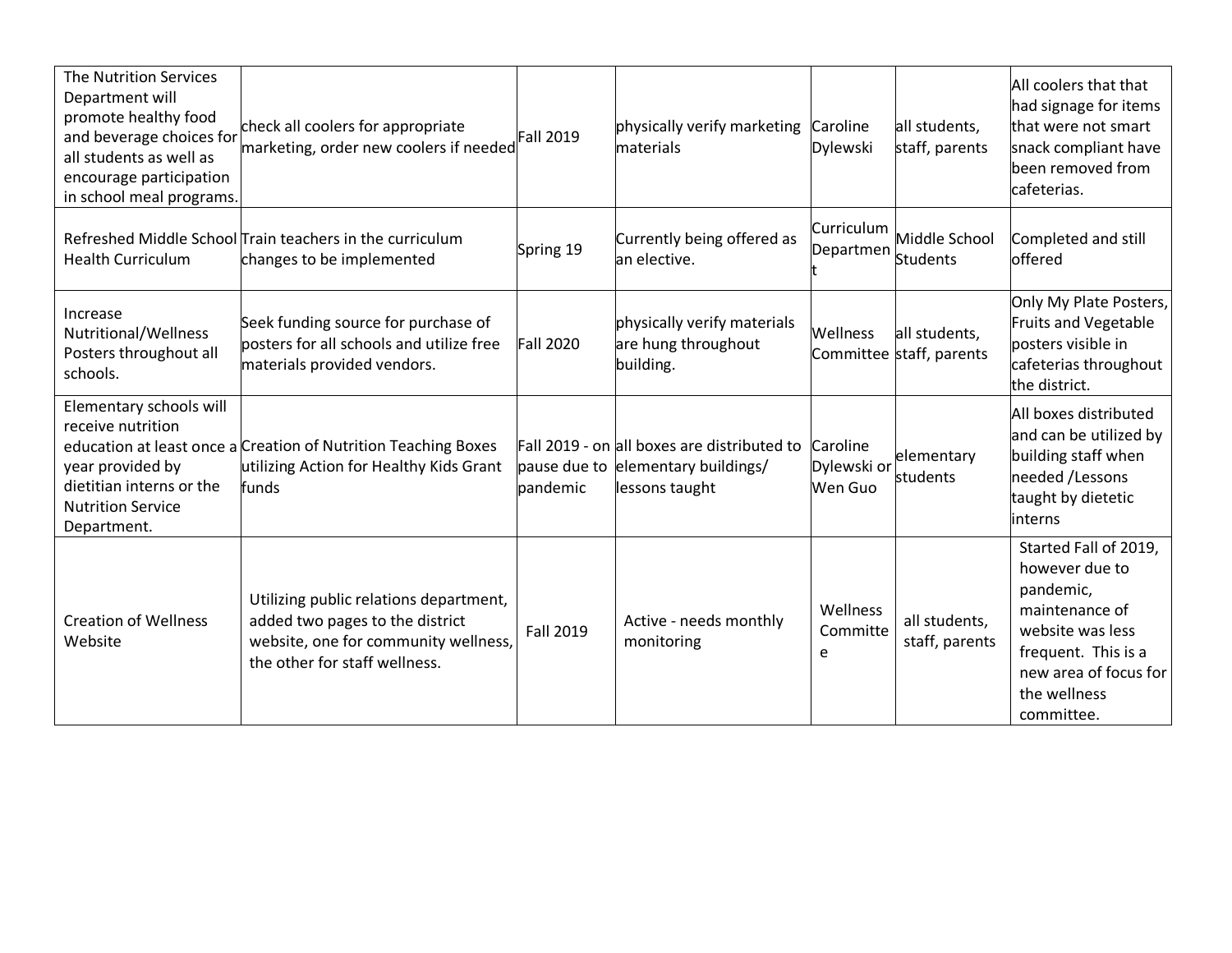| | | | | | | |
|---|---|---|---|---|---|---|
| The Nutrition Services Department will promote healthy food and beverage choices for all students as well as encourage participation in school meal programs. | check all coolers for appropriate marketing, order new coolers if needed | Fall 2019 | physically verify marketing materials | Caroline Dylewski | all students, staff, parents | All coolers that that had signage for items that were not smart snack compliant have been removed from cafeterias. |
| Refreshed Middle School Health Curriculum | Train teachers in the curriculum changes to be implemented | Spring 19 | Currently being offered as an elective. | Curriculum Department | Middle School Students | Completed and still offered |
| Increase Nutritional/Wellness Posters throughout all schools. | Seek funding source for purchase of posters for all schools and utilize free materials provided vendors. | Fall 2020 | physically verify materials are hung throughout building. | Wellness Committee | all students, staff, parents | Only My Plate Posters, Fruits and Vegetable posters visible in cafeterias throughout the district. |
| Elementary schools will receive nutrition education at least once a year provided by dietitian interns or the Nutrition Service Department. | Creation of Nutrition Teaching Boxes utilizing Action for Healthy Kids Grant funds | Fall 2019 - on pause due to pandemic | all boxes are distributed to elementary buildings/ lessons taught | Caroline Dylewski or Wen Guo | elementary students | All boxes distributed and can be utilized by building staff when needed /Lessons taught by dietetic interns |
| Creation of Wellness Website | Utilizing public relations department, added two pages to the district website, one for community wellness, the other for staff wellness. | Fall 2019 | Active - needs monthly monitoring | Wellness Committee | all students, staff, parents | Started Fall of 2019, however due to pandemic, maintenance of website was less frequent. This is a new area of focus for the wellness committee. |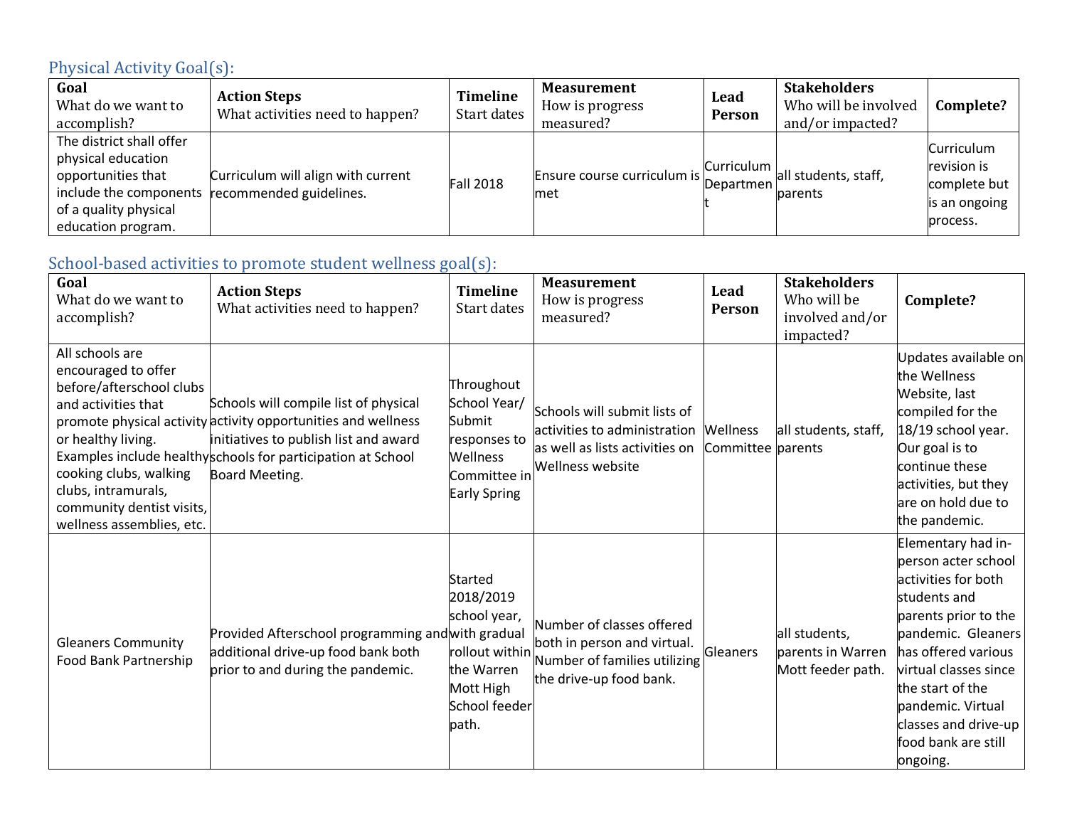## Physical Activity Goal(s):

| **Goal** What do we want to accomplish? | **Action Steps** What activities need to happen? | **Timeline** Start dates | **Measurement** How is progress measured? | **Lead Person** | **Stakeholders** Who will be involved and/or impacted? | **Complete?** |
|---|---|---|---|---|---|---|
| The district shall offer physical education opportunities that include the components of a quality physical education program. | Curriculum will align with current recommended guidelines. | Fall 2018 | Ensure course curriculum is met | Curriculum Department | all students, staff, parents | Curriculum revision is complete but is an ongoing process. |

## School-based activities to promote student wellness goal(s):

| **Goal** What do we want to accomplish? | **Action Steps** What activities need to happen? | **Timeline** Start dates | **Measurement** How is progress measured? | **Lead Person** | **Stakeholders** Who will be involved and/or impacted? | **Complete?** |
|---|---|---|---|---|---|---|
| All schools are encouraged to offer before/afterschool clubs and activities that promote physical activity or healthy living. Examples include healthy cooking clubs, walking clubs, intramurals, community dentist visits, wellness assemblies, etc. | Schools will compile list of physical activity opportunities and wellness initiatives to publish list and award schools for participation at School Board Meeting. | Throughout School Year/ Submit responses to Wellness Committee in Early Spring | Schools will submit lists of activities to administration as well as lists activities on Wellness website | Wellness Committee | all students, staff, parents | Updates available on the Wellness Website, last compiled for the 18/19 school year. Our goal is to continue these activities, but they are on hold due to the pandemic. |
| Gleaners Community Food Bank Partnership | Provided Afterschool programming and additional drive-up food bank both prior to and during the pandemic. | Started 2018/2019 school year, with gradual rollout within the Warren Mott High School feeder path. | Number of classes offered both in person and virtual. Number of families utilizing the drive-up food bank. | Gleaners | all students, parents in Warren Mott feeder path. | Elementary had in-person acter school activities for both students and parents prior to the pandemic. Gleaners has offered various virtual classes since the start of the pandemic. Virtual classes and drive-up food bank are still ongoing. |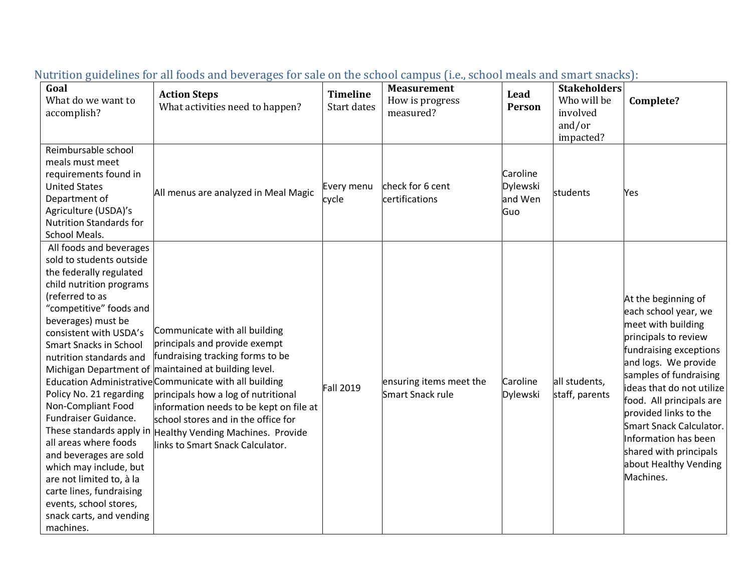## Nutrition guidelines for all foods and beverages for sale on the school campus (i.e., school meals and smart snacks):

| **Goal** What do we want to accomplish? | **Action Steps** What activities need to happen? | **Timeline** Start dates | **Measurement** How is progress measured? | **Lead Person** | **Stakeholders** Who will be involved and/or impacted? | **Complete?** |
|---|---|---|---|---|---|---|
| Reimbursable school meals must meet requirements found in United States Department of Agriculture (USDA)'s Nutrition Standards for School Meals. | All menus are analyzed in Meal Magic | Every menu cycle | check for 6 cent certifications | Caroline Dylewski and Wen Guo | students | Yes |
| All foods and beverages sold to students outside the federally regulated child nutrition programs (referred to as "competitive" foods and beverages) must be consistent with USDA's Smart Snacks in School nutrition standards and Michigan Department of Education Administrative Policy No. 21 regarding Non-Compliant Food Fundraiser Guidance. These standards apply in all areas where foods and beverages are sold which may include, but are not limited to, à la carte lines, fundraising events, school stores, snack carts, and vending machines. | Communicate with all building principals and provide exempt fundraising tracking forms to be maintained at building level. Communicate with all building principals how a log of nutritional information needs to be kept on file at school stores and in the office for Healthy Vending Machines. Provide links to Smart Snack Calculator. | Fall 2019 | ensuring items meet the Smart Snack rule | Caroline Dylewski | all students, staff, parents | At the beginning of each school year, we meet with building principals to review fundraising exceptions and logs. We provide samples of fundraising ideas that do not utilize food. All principals are provided links to the Smart Snack Calculator. Information has been shared with principals about Healthy Vending Machines. |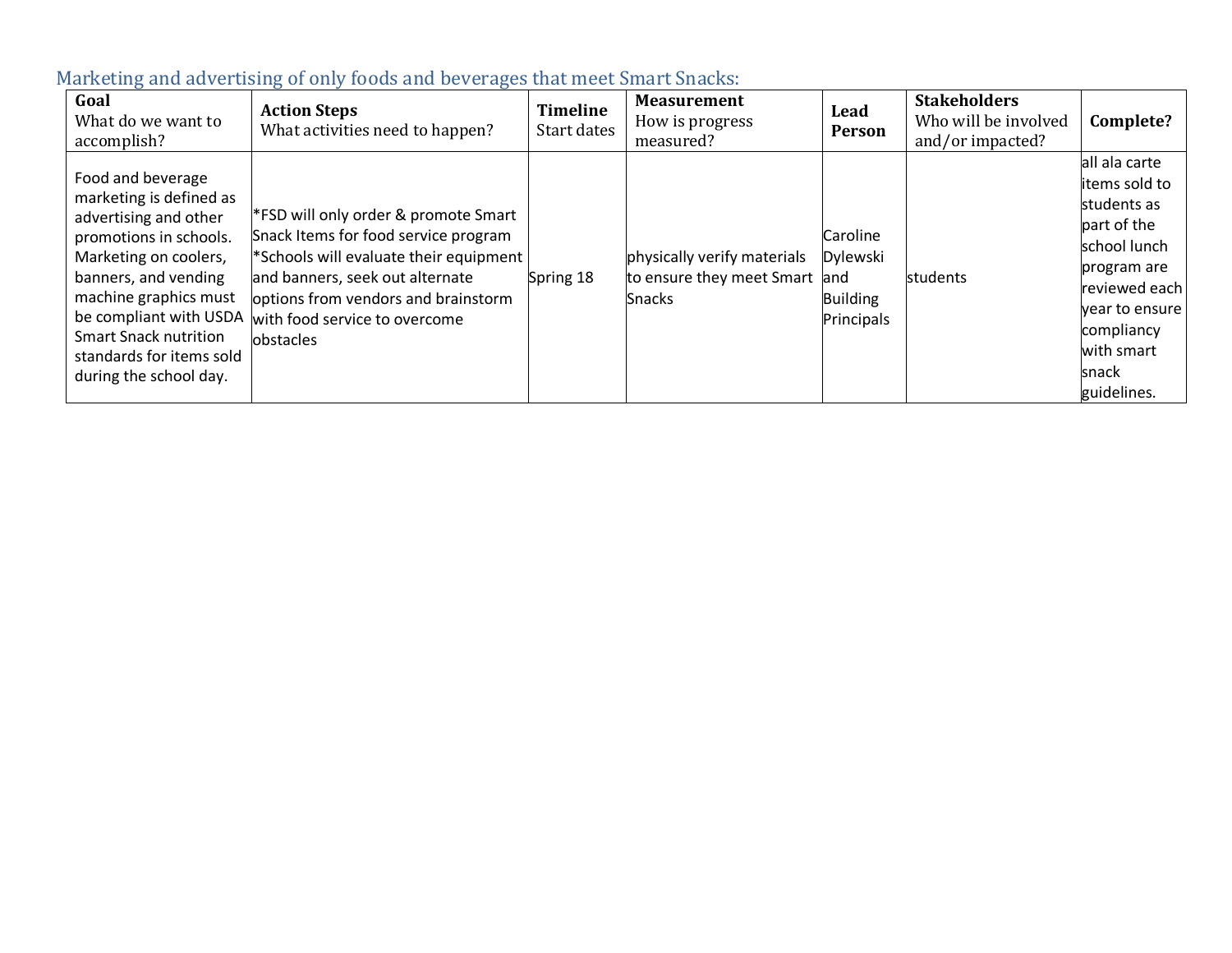## Marketing and advertising of only foods and beverages that meet Smart Snacks:

| **Goal** What do we want to accomplish? | **Action Steps** What activities need to happen? | **Timeline** Start dates | **Measurement** How is progress measured? | **Lead Person** | **Stakeholders** Who will be involved and/or impacted? | **Complete?** |
|---|---|---|---|---|---|---|
| Food and beverage marketing is defined as advertising and other promotions in schools. Marketing on coolers, banners, and vending machine graphics must be compliant with USDA Smart Snack nutrition standards for items sold during the school day. | *FSD will only order & promote Smart Snack Items for food service program<br>*Schools will evaluate their equipment and banners, seek out alternate options from vendors and brainstorm with food service to overcome obstacles | Spring 18 | physically verify materials to ensure they meet Smart Snacks | Caroline Dylewski and Building Principals | students | all ala carte items sold to students as part of the school lunch program are reviewed each year to ensure compliancy with smart snack guidelines. |